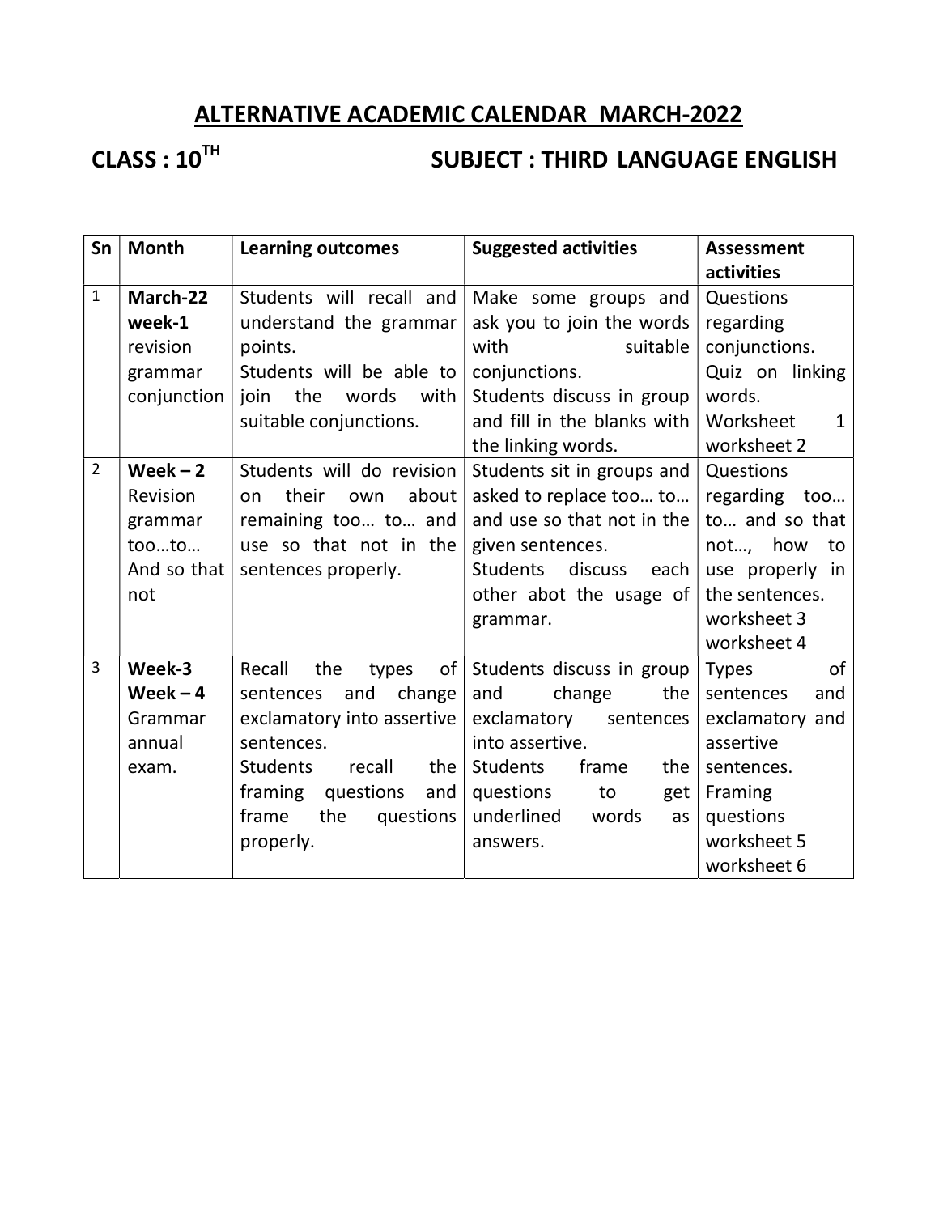# ALTERNATIVE ACADEMIC CALENDAR MARCH-2022

## CLASS : 10TH SUBJECT : THIRD LANGUAGE ENGLISH

| Sn | Month | Learning outcomes | Suggested activities | Assessment activities |
|---|---|---|---|---|
| 1 | **March-22 week-1** revision grammar conjunction | Students will recall and understand the grammar points.<br>Students will be able to join the words with suitable conjunctions. | Make some groups and ask you to join the words with suitable conjunctions.<br>Students discuss in group and fill in the blanks with the linking words. | Questions regarding conjunctions.<br>Quiz on linking words.<br>Worksheet 1 worksheet 2 |
| 2 | **Week – 2** Revision grammar too…to… And so that not | Students will do revision on their own about remaining too… to… and use so that not in the sentences properly. | Students sit in groups and asked to replace too… to… and use so that not in the given sentences.<br>Students discuss each other abot the usage of grammar. | Questions regarding too… to… and so that not…, how to use properly in the sentences.<br>worksheet 3<br>worksheet 4 |
| 3 | **Week-3 Week – 4** Grammar annual exam. | Recall the types of sentences and change exclamatory into assertive sentences.<br>Students recall the framing questions and frame the questions properly. | Students discuss in group and change the exclamatory sentences into assertive.<br>Students frame the questions to get underlined words as answers. | Types of sentences and exclamatory and assertive sentences.<br>Framing questions worksheet 5<br>worksheet 6 |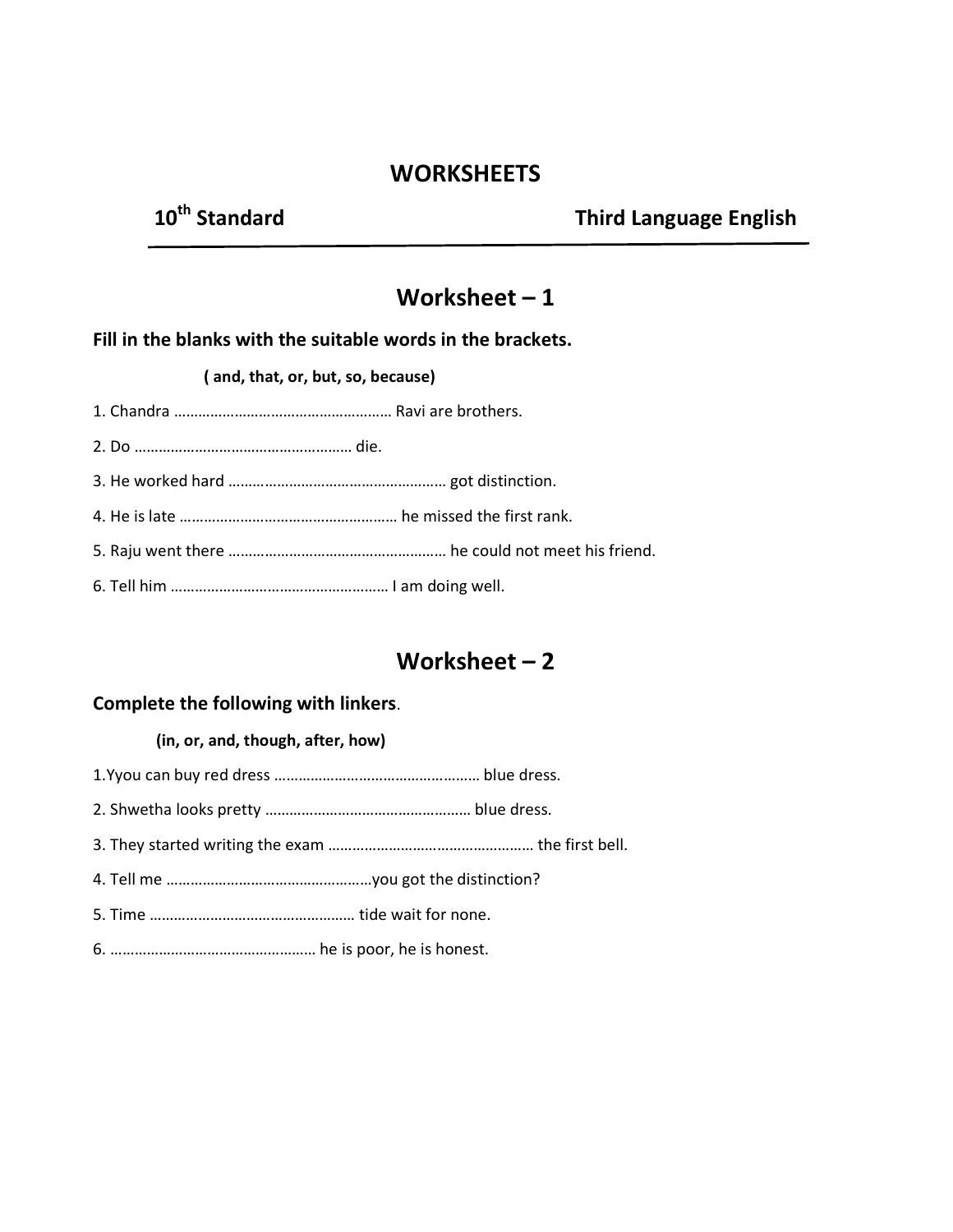# WORKSHEETS

**10th Standard** **Third Language English**

---

## Worksheet – 1

### Fill in the blanks with the suitable words in the brackets.

**( and, that, or, but, so, because)**

1. Chandra ……………………………………………… Ravi are brothers.
2. Do ……………………………………………… die.
3. He worked hard ……………………………………………… got distinction.
4. He is late ……………………………………………… he missed the first rank.
5. Raju went there ……………………………………………… he could not meet his friend.
6. Tell him ……………………………………………… I am doing well.

## Worksheet – 2

### Complete the following with linkers.

**(in, or, and, though, after, how)**

1.Yyou can buy red dress …………………………………………… blue dress.

2. Shwetha looks pretty …………………………………………… blue dress.
3. They started writing the exam …………………………………………… the first bell.
4. Tell me ……………………………………………you got the distinction?
5. Time …………………………………………… tide wait for none.
6. …………………………………………… he is poor, he is honest.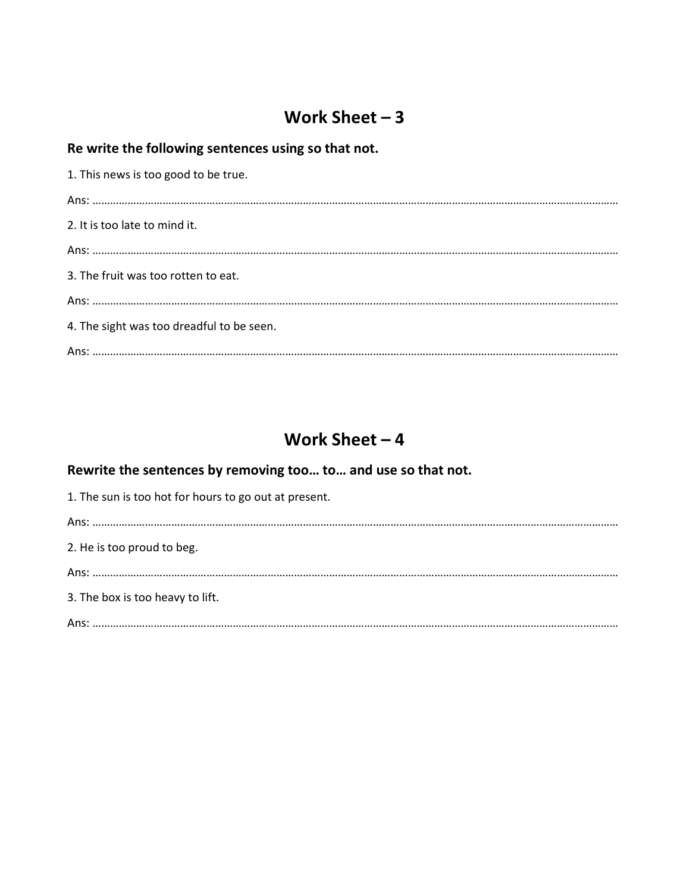# Work Sheet – 3

## Re write the following sentences using so that not.

1. This news is too good to be true.

Ans: ………………………………………………………………………………………………………………………………………………………

2. It is too late to mind it.

Ans: ………………………………………………………………………………………………………………………………………………………

3. The fruit was too rotten to eat.

Ans: ………………………………………………………………………………………………………………………………………………………

4. The sight was too dreadful to be seen.

Ans: ………………………………………………………………………………………………………………………………………………………

# Work Sheet – 4

## Rewrite the sentences by removing too… to… and use so that not.

1. The sun is too hot for hours to go out at present.

Ans: ………………………………………………………………………………………………………………………………………………………

2. He is too proud to beg.

Ans: ………………………………………………………………………………………………………………………………………………………

3. The box is too heavy to lift.

Ans: ………………………………………………………………………………………………………………………………………………………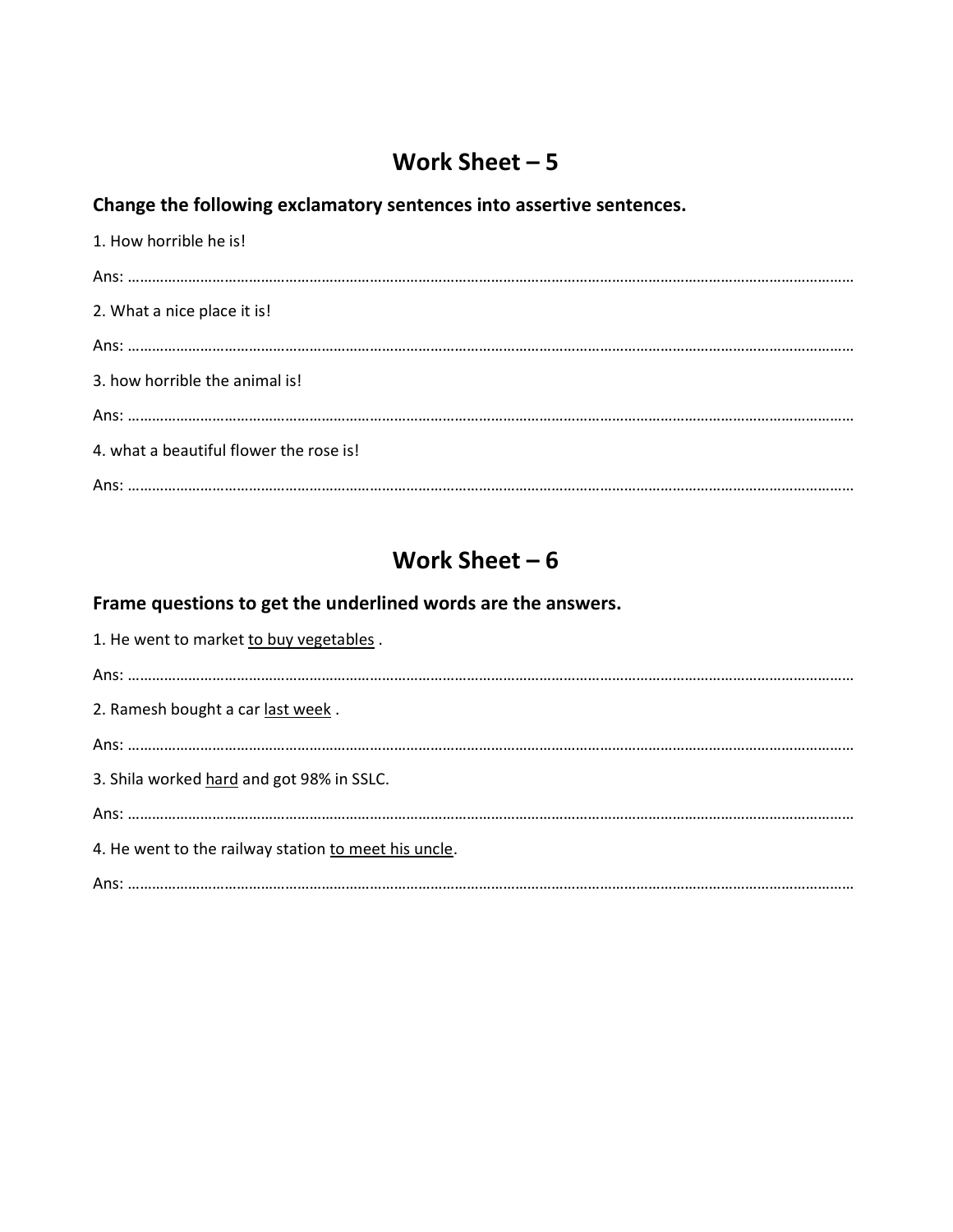## Work Sheet – 5

**Change the following exclamatory sentences into assertive sentences.**

1. How horrible he is!

Ans: ……………………………………………………………………………………………………………………………………………………

2. What a nice place it is!

Ans: ……………………………………………………………………………………………………………………………………………………

3. how horrible the animal is!

Ans: ……………………………………………………………………………………………………………………………………………………

4. what a beautiful flower the rose is!

Ans: ……………………………………………………………………………………………………………………………………………………

## Work Sheet – 6

**Frame questions to get the underlined words are the answers.**

1. He went to market <u>to buy vegetables</u> .

Ans: ……………………………………………………………………………………………………………………………………………………

2. Ramesh bought a car <u>last week</u> .

Ans: ……………………………………………………………………………………………………………………………………………………

3. Shila worked <u>hard</u> and got 98% in SSLC.

Ans: ……………………………………………………………………………………………………………………………………………………

4. He went to the railway station <u>to meet his uncle</u>.

Ans: ……………………………………………………………………………………………………………………………………………………